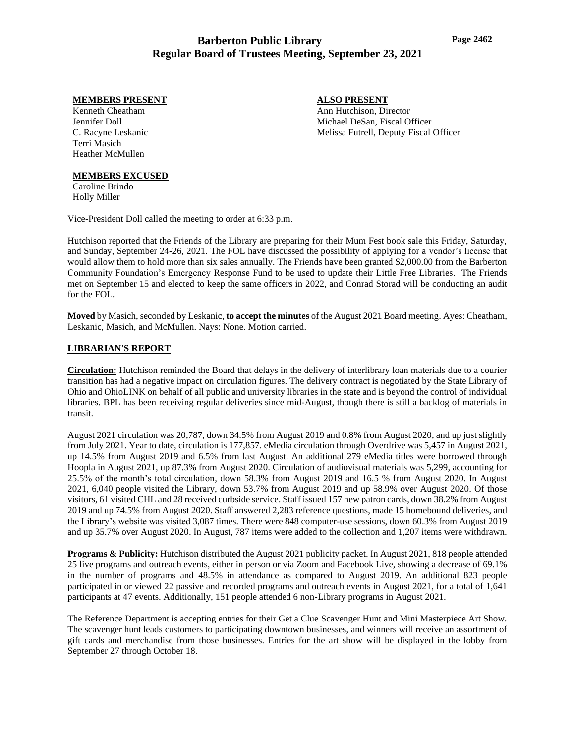# Barberton Public Library
## Regular Board of Trustees Meeting, September 23, 2021

**MEMBERS PRESENT**
Kenneth Cheatham
Jennifer Doll
C. Racyne Leskanic
Terri Masich
Heather McMullen

**ALSO PRESENT**
Ann Hutchison, Director
Michael DeSan, Fiscal Officer
Melissa Futrell, Deputy Fiscal Officer

**MEMBERS EXCUSED**
Caroline Brindo
Holly Miller

Vice-President Doll called the meeting to order at 6:33 p.m.

Hutchison reported that the Friends of the Library are preparing for their Mum Fest book sale this Friday, Saturday, and Sunday, September 24-26, 2021. The FOL have discussed the possibility of applying for a vendor's license that would allow them to hold more than six sales annually. The Friends have been granted $2,000.00 from the Barberton Community Foundation's Emergency Response Fund to be used to update their Little Free Libraries. The Friends met on September 15 and elected to keep the same officers in 2022, and Conrad Storad will be conducting an audit for the FOL.

**Moved** by Masich, seconded by Leskanic, **to accept the minutes** of the August 2021 Board meeting. Ayes: Cheatham, Leskanic, Masich, and McMullen. Nays: None. Motion carried.

**LIBRARIAN'S REPORT**

**Circulation:** Hutchison reminded the Board that delays in the delivery of interlibrary loan materials due to a courier transition has had a negative impact on circulation figures. The delivery contract is negotiated by the State Library of Ohio and OhioLINK on behalf of all public and university libraries in the state and is beyond the control of individual libraries. BPL has been receiving regular deliveries since mid-August, though there is still a backlog of materials in transit.

August 2021 circulation was 20,787, down 34.5% from August 2019 and 0.8% from August 2020, and up just slightly from July 2021. Year to date, circulation is 177,857. eMedia circulation through Overdrive was 5,457 in August 2021, up 14.5% from August 2019 and 6.5% from last August. An additional 279 eMedia titles were borrowed through Hoopla in August 2021, up 87.3% from August 2020. Circulation of audiovisual materials was 5,299, accounting for 25.5% of the month's total circulation, down 58.3% from August 2019 and 16.5 % from August 2020. In August 2021, 6,040 people visited the Library, down 53.7% from August 2019 and up 58.9% over August 2020. Of those visitors, 61 visited CHL and 28 received curbside service. Staff issued 157 new patron cards, down 38.2% from August 2019 and up 74.5% from August 2020. Staff answered 2,283 reference questions, made 15 homebound deliveries, and the Library's website was visited 3,087 times. There were 848 computer-use sessions, down 60.3% from August 2019 and up 35.7% over August 2020. In August, 787 items were added to the collection and 1,207 items were withdrawn.

**Programs & Publicity:** Hutchison distributed the August 2021 publicity packet. In August 2021, 818 people attended 25 live programs and outreach events, either in person or via Zoom and Facebook Live, showing a decrease of 69.1% in the number of programs and 48.5% in attendance as compared to August 2019. An additional 823 people participated in or viewed 22 passive and recorded programs and outreach events in August 2021, for a total of 1,641 participants at 47 events. Additionally, 151 people attended 6 non-Library programs in August 2021.

The Reference Department is accepting entries for their Get a Clue Scavenger Hunt and Mini Masterpiece Art Show. The scavenger hunt leads customers to participating downtown businesses, and winners will receive an assortment of gift cards and merchandise from those businesses. Entries for the art show will be displayed in the lobby from September 27 through October 18.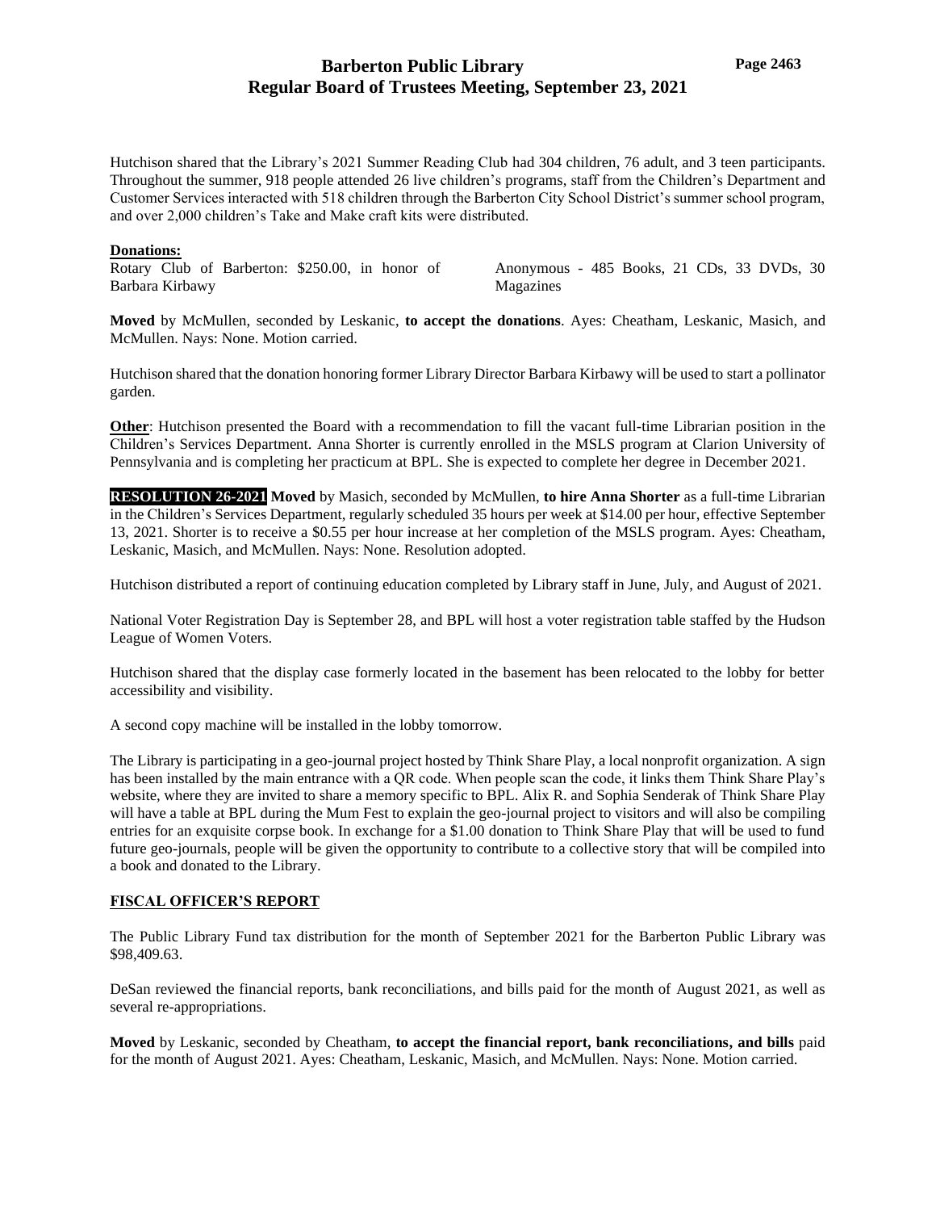Hutchison shared that the Library's 2021 Summer Reading Club had 304 children, 76 adult, and 3 teen participants. Throughout the summer, 918 people attended 26 live children's programs, staff from the Children's Department and Customer Services interacted with 518 children through the Barberton City School District's summer school program, and over 2,000 children's Take and Make craft kits were distributed.

**Donations:**

Rotary Club of Barberton: $250.00, in honor of Barbara Kirbawy

Anonymous - 485 Books, 21 CDs, 33 DVDs, 30 Magazines

**Moved** by McMullen, seconded by Leskanic, **to accept the donations**. Ayes: Cheatham, Leskanic, Masich, and McMullen. Nays: None. Motion carried.

Hutchison shared that the donation honoring former Library Director Barbara Kirbawy will be used to start a pollinator garden.

**Other**: Hutchison presented the Board with a recommendation to fill the vacant full-time Librarian position in the Children's Services Department. Anna Shorter is currently enrolled in the MSLS program at Clarion University of Pennsylvania and is completing her practicum at BPL. She is expected to complete her degree in December 2021.

**RESOLUTION 26-2021** **Moved** by Masich, seconded by McMullen, **to hire Anna Shorter** as a full-time Librarian in the Children's Services Department, regularly scheduled 35 hours per week at $14.00 per hour, effective September 13, 2021. Shorter is to receive a $0.55 per hour increase at her completion of the MSLS program. Ayes: Cheatham, Leskanic, Masich, and McMullen. Nays: None. Resolution adopted.

Hutchison distributed a report of continuing education completed by Library staff in June, July, and August of 2021.

National Voter Registration Day is September 28, and BPL will host a voter registration table staffed by the Hudson League of Women Voters.

Hutchison shared that the display case formerly located in the basement has been relocated to the lobby for better accessibility and visibility.

A second copy machine will be installed in the lobby tomorrow.

The Library is participating in a geo-journal project hosted by Think Share Play, a local nonprofit organization. A sign has been installed by the main entrance with a QR code. When people scan the code, it links them Think Share Play's website, where they are invited to share a memory specific to BPL. Alix R. and Sophia Senderak of Think Share Play will have a table at BPL during the Mum Fest to explain the geo-journal project to visitors and will also be compiling entries for an exquisite corpse book. In exchange for a $1.00 donation to Think Share Play that will be used to fund future geo-journals, people will be given the opportunity to contribute to a collective story that will be compiled into a book and donated to the Library.

## FISCAL OFFICER'S REPORT

The Public Library Fund tax distribution for the month of September 2021 for the Barberton Public Library was $98,409.63.

DeSan reviewed the financial reports, bank reconciliations, and bills paid for the month of August 2021, as well as several re-appropriations.

**Moved** by Leskanic, seconded by Cheatham, **to accept the financial report, bank reconciliations, and bills** paid for the month of August 2021. Ayes: Cheatham, Leskanic, Masich, and McMullen. Nays: None. Motion carried.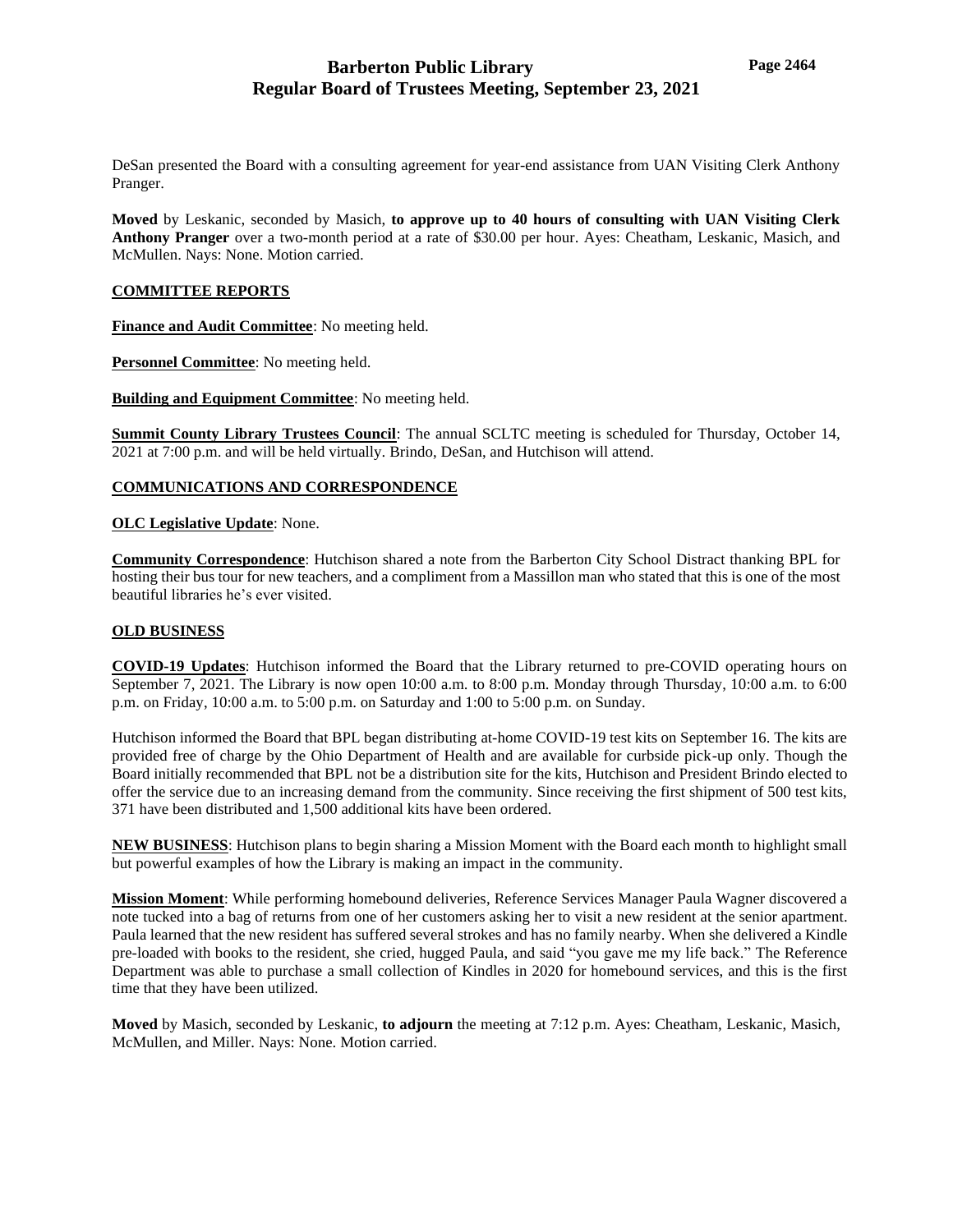DeSan presented the Board with a consulting agreement for year-end assistance from UAN Visiting Clerk Anthony Pranger.

**Moved** by Leskanic, seconded by Masich, **to approve up to 40 hours of consulting with UAN Visiting Clerk Anthony Pranger** over a two-month period at a rate of $30.00 per hour. Ayes: Cheatham, Leskanic, Masich, and McMullen. Nays: None. Motion carried.

## COMMITTEE REPORTS

**Finance and Audit Committee**: No meeting held.

**Personnel Committee**: No meeting held.

**Building and Equipment Committee**: No meeting held.

**Summit County Library Trustees Council**: The annual SCLTC meeting is scheduled for Thursday, October 14, 2021 at 7:00 p.m. and will be held virtually. Brindo, DeSan, and Hutchison will attend.

## COMMUNICATIONS AND CORRESPONDENCE

**OLC Legislative Update**: None.

**Community Correspondence**: Hutchison shared a note from the Barberton City School Distract thanking BPL for hosting their bus tour for new teachers, and a compliment from a Massillon man who stated that this is one of the most beautiful libraries he's ever visited.

## OLD BUSINESS

**COVID-19 Updates**: Hutchison informed the Board that the Library returned to pre-COVID operating hours on September 7, 2021. The Library is now open 10:00 a.m. to 8:00 p.m. Monday through Thursday, 10:00 a.m. to 6:00 p.m. on Friday, 10:00 a.m. to 5:00 p.m. on Saturday and 1:00 to 5:00 p.m. on Sunday.

Hutchison informed the Board that BPL began distributing at-home COVID-19 test kits on September 16. The kits are provided free of charge by the Ohio Department of Health and are available for curbside pick-up only. Though the Board initially recommended that BPL not be a distribution site for the kits, Hutchison and President Brindo elected to offer the service due to an increasing demand from the community. Since receiving the first shipment of 500 test kits, 371 have been distributed and 1,500 additional kits have been ordered.

**NEW BUSINESS**: Hutchison plans to begin sharing a Mission Moment with the Board each month to highlight small but powerful examples of how the Library is making an impact in the community.

**Mission Moment**: While performing homebound deliveries, Reference Services Manager Paula Wagner discovered a note tucked into a bag of returns from one of her customers asking her to visit a new resident at the senior apartment. Paula learned that the new resident has suffered several strokes and has no family nearby. When she delivered a Kindle pre-loaded with books to the resident, she cried, hugged Paula, and said "you gave me my life back." The Reference Department was able to purchase a small collection of Kindles in 2020 for homebound services, and this is the first time that they have been utilized.

**Moved** by Masich, seconded by Leskanic, **to adjourn** the meeting at 7:12 p.m. Ayes: Cheatham, Leskanic, Masich, McMullen, and Miller. Nays: None. Motion carried.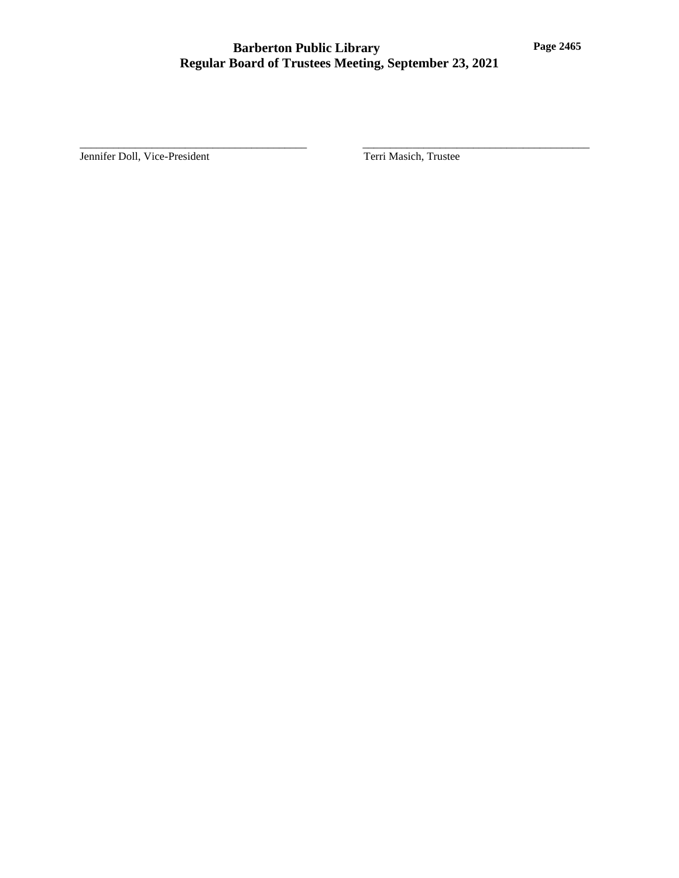| | |
|---|---|
| \_\_\_\_\_\_\_\_\_\_\_\_\_\_\_\_\_\_\_\_\_\_\_\_\_\_\_\_\_\_\_\_\_\_\_\_\_\_\_\_ | \_\_\_\_\_\_\_\_\_\_\_\_\_\_\_\_\_\_\_\_\_\_\_\_\_\_\_\_\_\_\_\_\_\_\_\_\_\_\_\_ |
| Jennifer Doll, Vice-President | Terri Masich, Trustee |